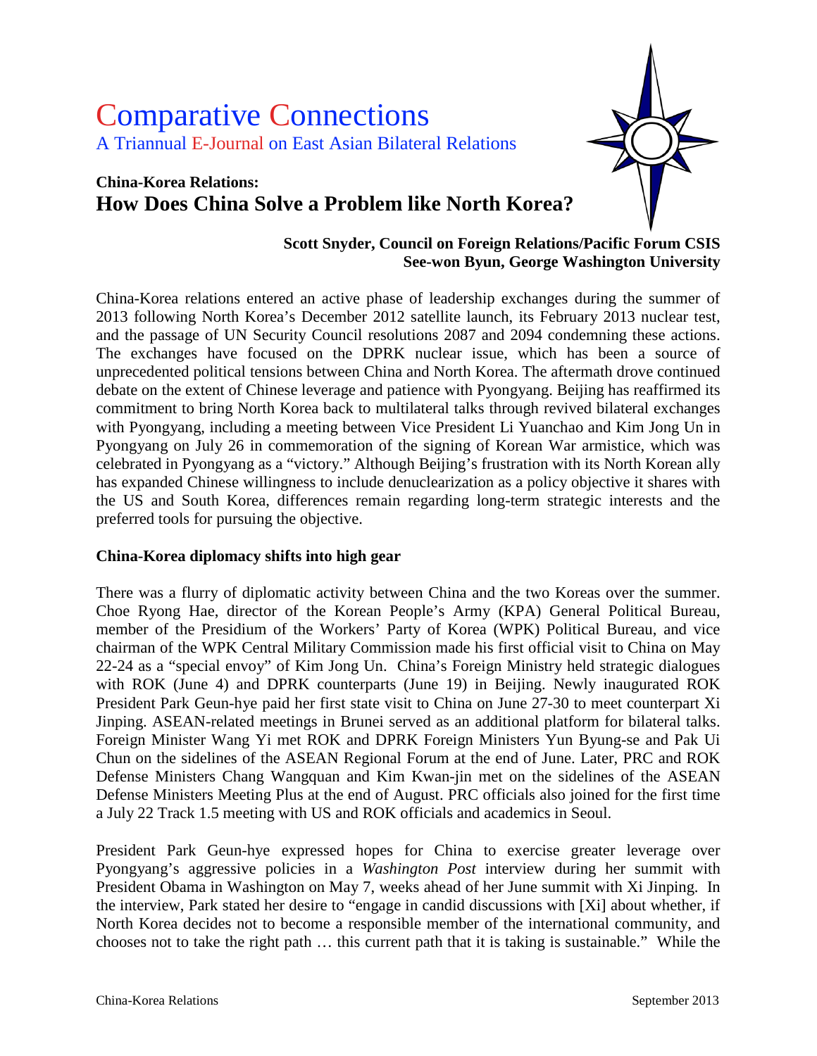# Comparative Connections

A Triannual E-Journal on East Asian Bilateral Relations

## China-Korea Relations:
## How Does China Solve a Problem like North Korea?

**Scott Snyder, Council on Foreign Relations/Pacific Forum CSIS**
**See-won Byun, George Washington University**

China-Korea relations entered an active phase of leadership exchanges during the summer of 2013 following North Korea's December 2012 satellite launch, its February 2013 nuclear test, and the passage of UN Security Council resolutions 2087 and 2094 condemning these actions. The exchanges have focused on the DPRK nuclear issue, which has been a source of unprecedented political tensions between China and North Korea. The aftermath drove continued debate on the extent of Chinese leverage and patience with Pyongyang. Beijing has reaffirmed its commitment to bring North Korea back to multilateral talks through revived bilateral exchanges with Pyongyang, including a meeting between Vice President Li Yuanchao and Kim Jong Un in Pyongyang on July 26 in commemoration of the signing of Korean War armistice, which was celebrated in Pyongyang as a "victory." Although Beijing's frustration with its North Korean ally has expanded Chinese willingness to include denuclearization as a policy objective it shares with the US and South Korea, differences remain regarding long-term strategic interests and the preferred tools for pursuing the objective.

### China-Korea diplomacy shifts into high gear

There was a flurry of diplomatic activity between China and the two Koreas over the summer. Choe Ryong Hae, director of the Korean People's Army (KPA) General Political Bureau, member of the Presidium of the Workers' Party of Korea (WPK) Political Bureau, and vice chairman of the WPK Central Military Commission made his first official visit to China on May 22-24 as a "special envoy" of Kim Jong Un. China's Foreign Ministry held strategic dialogues with ROK (June 4) and DPRK counterparts (June 19) in Beijing. Newly inaugurated ROK President Park Geun-hye paid her first state visit to China on June 27-30 to meet counterpart Xi Jinping. ASEAN-related meetings in Brunei served as an additional platform for bilateral talks. Foreign Minister Wang Yi met ROK and DPRK Foreign Ministers Yun Byung-se and Pak Ui Chun on the sidelines of the ASEAN Regional Forum at the end of June. Later, PRC and ROK Defense Ministers Chang Wangquan and Kim Kwan-jin met on the sidelines of the ASEAN Defense Ministers Meeting Plus at the end of August. PRC officials also joined for the first time a July 22 Track 1.5 meeting with US and ROK officials and academics in Seoul.

President Park Geun-hye expressed hopes for China to exercise greater leverage over Pyongyang's aggressive policies in a *Washington Post* interview during her summit with President Obama in Washington on May 7, weeks ahead of her June summit with Xi Jinping. In the interview, Park stated her desire to "engage in candid discussions with [Xi] about whether, if North Korea decides not to become a responsible member of the international community, and chooses not to take the right path … this current path that it is taking is sustainable." While the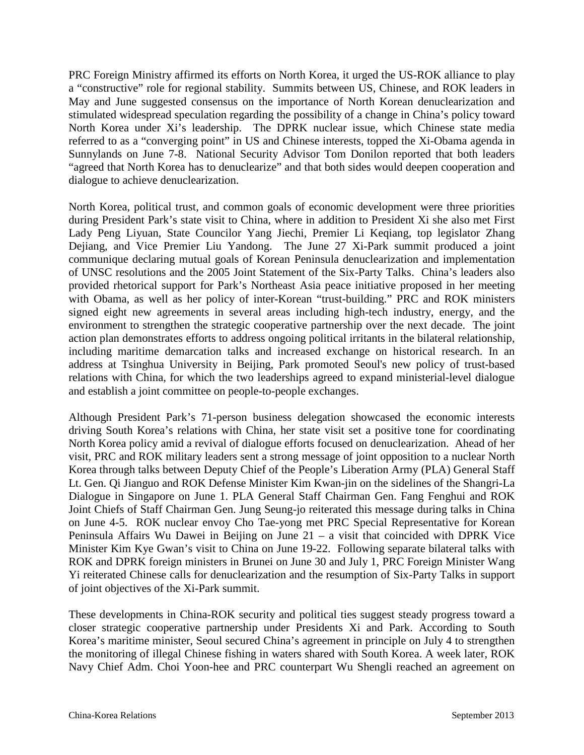PRC Foreign Ministry affirmed its efforts on North Korea, it urged the US-ROK alliance to play a "constructive" role for regional stability. Summits between US, Chinese, and ROK leaders in May and June suggested consensus on the importance of North Korean denuclearization and stimulated widespread speculation regarding the possibility of a change in China's policy toward North Korea under Xi's leadership. The DPRK nuclear issue, which Chinese state media referred to as a "converging point" in US and Chinese interests, topped the Xi-Obama agenda in Sunnylands on June 7-8. National Security Advisor Tom Donilon reported that both leaders "agreed that North Korea has to denuclearize" and that both sides would deepen cooperation and dialogue to achieve denuclearization.

North Korea, political trust, and common goals of economic development were three priorities during President Park's state visit to China, where in addition to President Xi she also met First Lady Peng Liyuan, State Councilor Yang Jiechi, Premier Li Keqiang, top legislator Zhang Dejiang, and Vice Premier Liu Yandong. The June 27 Xi-Park summit produced a joint communique declaring mutual goals of Korean Peninsula denuclearization and implementation of UNSC resolutions and the 2005 Joint Statement of the Six-Party Talks. China's leaders also provided rhetorical support for Park's Northeast Asia peace initiative proposed in her meeting with Obama, as well as her policy of inter-Korean "trust-building." PRC and ROK ministers signed eight new agreements in several areas including high-tech industry, energy, and the environment to strengthen the strategic cooperative partnership over the next decade. The joint action plan demonstrates efforts to address ongoing political irritants in the bilateral relationship, including maritime demarcation talks and increased exchange on historical research. In an address at Tsinghua University in Beijing, Park promoted Seoul's new policy of trust-based relations with China, for which the two leaderships agreed to expand ministerial-level dialogue and establish a joint committee on people-to-people exchanges.

Although President Park's 71-person business delegation showcased the economic interests driving South Korea's relations with China, her state visit set a positive tone for coordinating North Korea policy amid a revival of dialogue efforts focused on denuclearization. Ahead of her visit, PRC and ROK military leaders sent a strong message of joint opposition to a nuclear North Korea through talks between Deputy Chief of the People's Liberation Army (PLA) General Staff Lt. Gen. Qi Jianguo and ROK Defense Minister Kim Kwan-jin on the sidelines of the Shangri-La Dialogue in Singapore on June 1. PLA General Staff Chairman Gen. Fang Fenghui and ROK Joint Chiefs of Staff Chairman Gen. Jung Seung-jo reiterated this message during talks in China on June 4-5. ROK nuclear envoy Cho Tae-yong met PRC Special Representative for Korean Peninsula Affairs Wu Dawei in Beijing on June 21 – a visit that coincided with DPRK Vice Minister Kim Kye Gwan's visit to China on June 19-22. Following separate bilateral talks with ROK and DPRK foreign ministers in Brunei on June 30 and July 1, PRC Foreign Minister Wang Yi reiterated Chinese calls for denuclearization and the resumption of Six-Party Talks in support of joint objectives of the Xi-Park summit.

These developments in China-ROK security and political ties suggest steady progress toward a closer strategic cooperative partnership under Presidents Xi and Park. According to South Korea's maritime minister, Seoul secured China's agreement in principle on July 4 to strengthen the monitoring of illegal Chinese fishing in waters shared with South Korea. A week later, ROK Navy Chief Adm. Choi Yoon-hee and PRC counterpart Wu Shengli reached an agreement on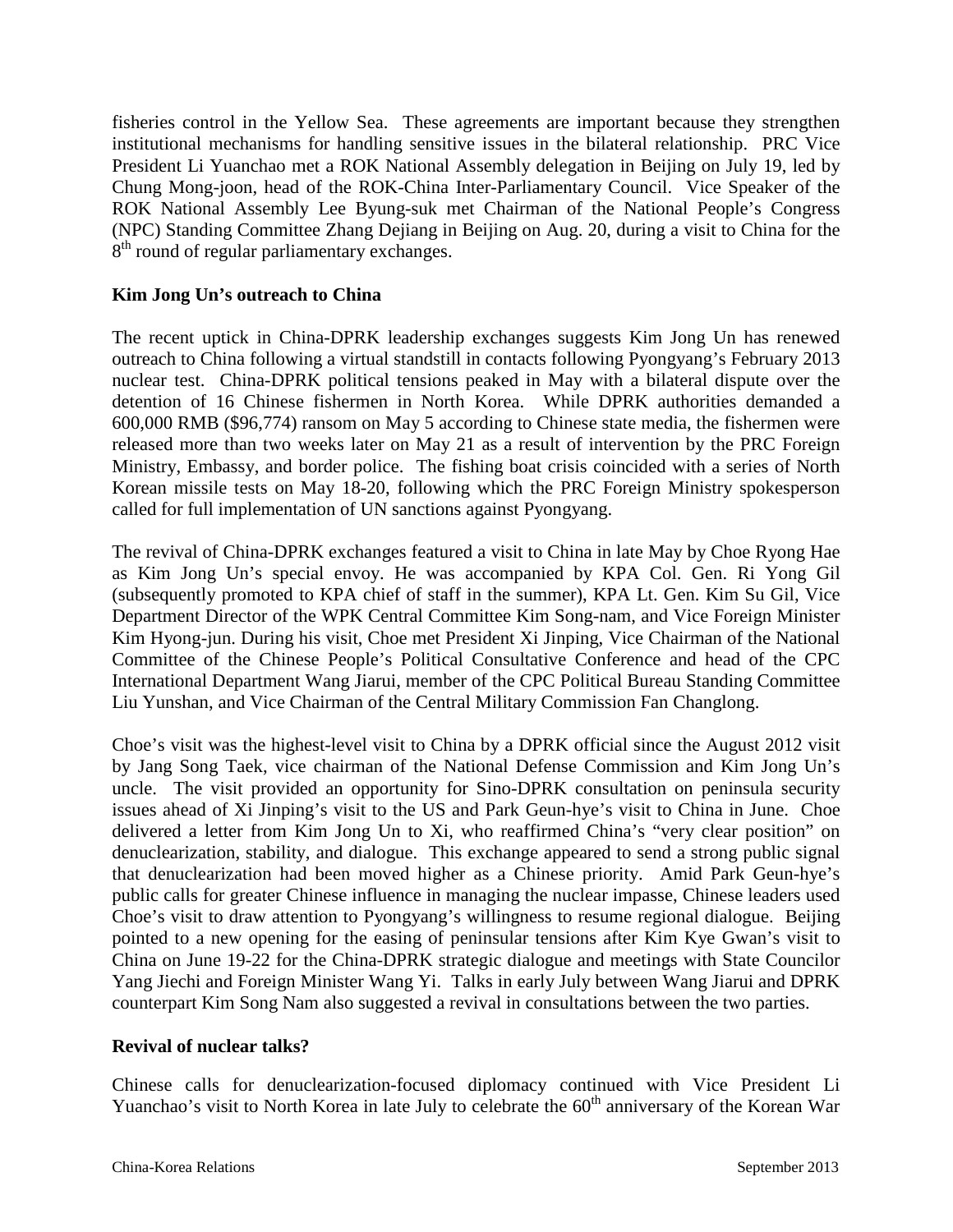fisheries control in the Yellow Sea. These agreements are important because they strengthen institutional mechanisms for handling sensitive issues in the bilateral relationship. PRC Vice President Li Yuanchao met a ROK National Assembly delegation in Beijing on July 19, led by Chung Mong-joon, head of the ROK-China Inter-Parliamentary Council. Vice Speaker of the ROK National Assembly Lee Byung-suk met Chairman of the National People's Congress (NPC) Standing Committee Zhang Dejiang in Beijing on Aug. 20, during a visit to China for the 8th round of regular parliamentary exchanges.

**Kim Jong Un's outreach to China**

The recent uptick in China-DPRK leadership exchanges suggests Kim Jong Un has renewed outreach to China following a virtual standstill in contacts following Pyongyang's February 2013 nuclear test. China-DPRK political tensions peaked in May with a bilateral dispute over the detention of 16 Chinese fishermen in North Korea. While DPRK authorities demanded a 600,000 RMB ($96,774) ransom on May 5 according to Chinese state media, the fishermen were released more than two weeks later on May 21 as a result of intervention by the PRC Foreign Ministry, Embassy, and border police. The fishing boat crisis coincided with a series of North Korean missile tests on May 18-20, following which the PRC Foreign Ministry spokesperson called for full implementation of UN sanctions against Pyongyang.

The revival of China-DPRK exchanges featured a visit to China in late May by Choe Ryong Hae as Kim Jong Un's special envoy. He was accompanied by KPA Col. Gen. Ri Yong Gil (subsequently promoted to KPA chief of staff in the summer), KPA Lt. Gen. Kim Su Gil, Vice Department Director of the WPK Central Committee Kim Song-nam, and Vice Foreign Minister Kim Hyong-jun. During his visit, Choe met President Xi Jinping, Vice Chairman of the National Committee of the Chinese People's Political Consultative Conference and head of the CPC International Department Wang Jiarui, member of the CPC Political Bureau Standing Committee Liu Yunshan, and Vice Chairman of the Central Military Commission Fan Changlong.

Choe's visit was the highest-level visit to China by a DPRK official since the August 2012 visit by Jang Song Taek, vice chairman of the National Defense Commission and Kim Jong Un's uncle. The visit provided an opportunity for Sino-DPRK consultation on peninsula security issues ahead of Xi Jinping's visit to the US and Park Geun-hye's visit to China in June. Choe delivered a letter from Kim Jong Un to Xi, who reaffirmed China's "very clear position" on denuclearization, stability, and dialogue. This exchange appeared to send a strong public signal that denuclearization had been moved higher as a Chinese priority. Amid Park Geun-hye's public calls for greater Chinese influence in managing the nuclear impasse, Chinese leaders used Choe's visit to draw attention to Pyongyang's willingness to resume regional dialogue. Beijing pointed to a new opening for the easing of peninsular tensions after Kim Kye Gwan's visit to China on June 19-22 for the China-DPRK strategic dialogue and meetings with State Councilor Yang Jiechi and Foreign Minister Wang Yi. Talks in early July between Wang Jiarui and DPRK counterpart Kim Song Nam also suggested a revival in consultations between the two parties.

**Revival of nuclear talks?**

Chinese calls for denuclearization-focused diplomacy continued with Vice President Li Yuanchao's visit to North Korea in late July to celebrate the 60th anniversary of the Korean War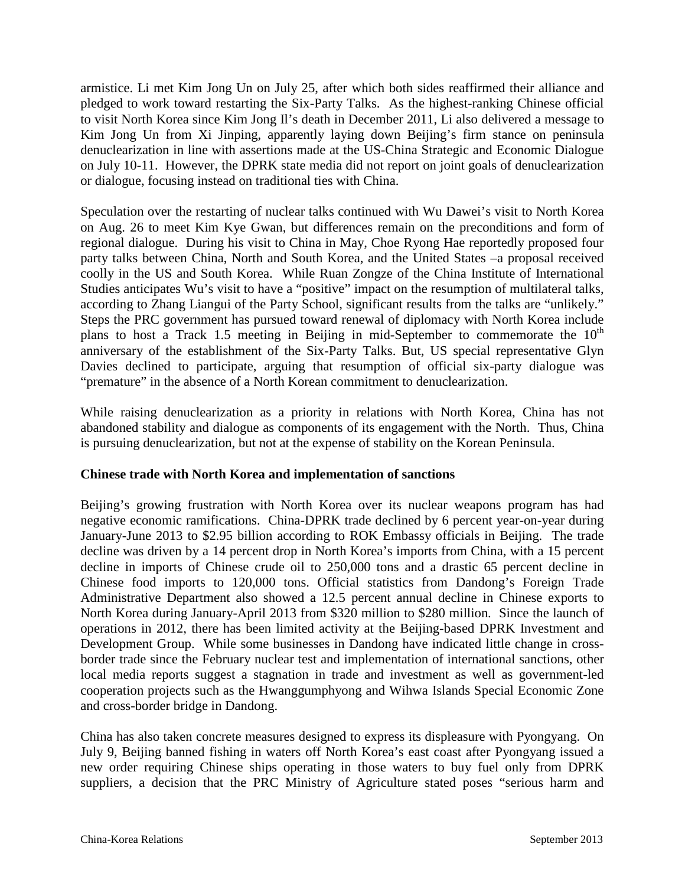armistice. Li met Kim Jong Un on July 25, after which both sides reaffirmed their alliance and pledged to work toward restarting the Six-Party Talks. As the highest-ranking Chinese official to visit North Korea since Kim Jong Il's death in December 2011, Li also delivered a message to Kim Jong Un from Xi Jinping, apparently laying down Beijing's firm stance on peninsula denuclearization in line with assertions made at the US-China Strategic and Economic Dialogue on July 10-11. However, the DPRK state media did not report on joint goals of denuclearization or dialogue, focusing instead on traditional ties with China.

Speculation over the restarting of nuclear talks continued with Wu Dawei's visit to North Korea on Aug. 26 to meet Kim Kye Gwan, but differences remain on the preconditions and form of regional dialogue. During his visit to China in May, Choe Ryong Hae reportedly proposed four party talks between China, North and South Korea, and the United States –a proposal received coolly in the US and South Korea. While Ruan Zongze of the China Institute of International Studies anticipates Wu's visit to have a "positive" impact on the resumption of multilateral talks, according to Zhang Liangui of the Party School, significant results from the talks are "unlikely." Steps the PRC government has pursued toward renewal of diplomacy with North Korea include plans to host a Track 1.5 meeting in Beijing in mid-September to commemorate the 10th anniversary of the establishment of the Six-Party Talks. But, US special representative Glyn Davies declined to participate, arguing that resumption of official six-party dialogue was "premature" in the absence of a North Korean commitment to denuclearization.

While raising denuclearization as a priority in relations with North Korea, China has not abandoned stability and dialogue as components of its engagement with the North. Thus, China is pursuing denuclearization, but not at the expense of stability on the Korean Peninsula.

**Chinese trade with North Korea and implementation of sanctions**

Beijing's growing frustration with North Korea over its nuclear weapons program has had negative economic ramifications. China-DPRK trade declined by 6 percent year-on-year during January-June 2013 to $2.95 billion according to ROK Embassy officials in Beijing. The trade decline was driven by a 14 percent drop in North Korea's imports from China, with a 15 percent decline in imports of Chinese crude oil to 250,000 tons and a drastic 65 percent decline in Chinese food imports to 120,000 tons. Official statistics from Dandong's Foreign Trade Administrative Department also showed a 12.5 percent annual decline in Chinese exports to North Korea during January-April 2013 from $320 million to $280 million. Since the launch of operations in 2012, there has been limited activity at the Beijing-based DPRK Investment and Development Group. While some businesses in Dandong have indicated little change in cross-border trade since the February nuclear test and implementation of international sanctions, other local media reports suggest a stagnation in trade and investment as well as government-led cooperation projects such as the Hwanggumphyong and Wihwa Islands Special Economic Zone and cross-border bridge in Dandong.

China has also taken concrete measures designed to express its displeasure with Pyongyang. On July 9, Beijing banned fishing in waters off North Korea's east coast after Pyongyang issued a new order requiring Chinese ships operating in those waters to buy fuel only from DPRK suppliers, a decision that the PRC Ministry of Agriculture stated poses "serious harm and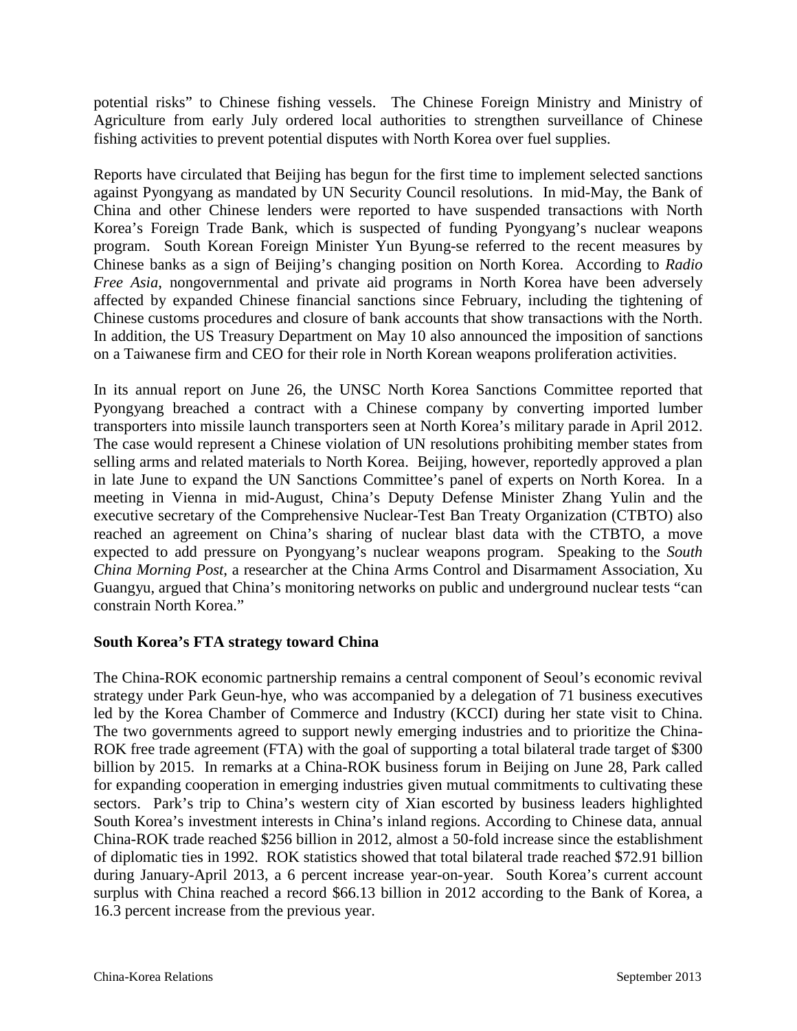potential risks" to Chinese fishing vessels. The Chinese Foreign Ministry and Ministry of Agriculture from early July ordered local authorities to strengthen surveillance of Chinese fishing activities to prevent potential disputes with North Korea over fuel supplies.

Reports have circulated that Beijing has begun for the first time to implement selected sanctions against Pyongyang as mandated by UN Security Council resolutions. In mid-May, the Bank of China and other Chinese lenders were reported to have suspended transactions with North Korea's Foreign Trade Bank, which is suspected of funding Pyongyang's nuclear weapons program. South Korean Foreign Minister Yun Byung-se referred to the recent measures by Chinese banks as a sign of Beijing's changing position on North Korea. According to *Radio Free Asia*, nongovernmental and private aid programs in North Korea have been adversely affected by expanded Chinese financial sanctions since February, including the tightening of Chinese customs procedures and closure of bank accounts that show transactions with the North. In addition, the US Treasury Department on May 10 also announced the imposition of sanctions on a Taiwanese firm and CEO for their role in North Korean weapons proliferation activities.

In its annual report on June 26, the UNSC North Korea Sanctions Committee reported that Pyongyang breached a contract with a Chinese company by converting imported lumber transporters into missile launch transporters seen at North Korea's military parade in April 2012. The case would represent a Chinese violation of UN resolutions prohibiting member states from selling arms and related materials to North Korea. Beijing, however, reportedly approved a plan in late June to expand the UN Sanctions Committee's panel of experts on North Korea. In a meeting in Vienna in mid-August, China's Deputy Defense Minister Zhang Yulin and the executive secretary of the Comprehensive Nuclear-Test Ban Treaty Organization (CTBTO) also reached an agreement on China's sharing of nuclear blast data with the CTBTO, a move expected to add pressure on Pyongyang's nuclear weapons program. Speaking to the *South China Morning Post*, a researcher at the China Arms Control and Disarmament Association, Xu Guangyu, argued that China's monitoring networks on public and underground nuclear tests "can constrain North Korea."

**South Korea's FTA strategy toward China**

The China-ROK economic partnership remains a central component of Seoul's economic revival strategy under Park Geun-hye, who was accompanied by a delegation of 71 business executives led by the Korea Chamber of Commerce and Industry (KCCI) during her state visit to China. The two governments agreed to support newly emerging industries and to prioritize the China-ROK free trade agreement (FTA) with the goal of supporting a total bilateral trade target of $300 billion by 2015. In remarks at a China-ROK business forum in Beijing on June 28, Park called for expanding cooperation in emerging industries given mutual commitments to cultivating these sectors. Park's trip to China's western city of Xian escorted by business leaders highlighted South Korea's investment interests in China's inland regions. According to Chinese data, annual China-ROK trade reached $256 billion in 2012, almost a 50-fold increase since the establishment of diplomatic ties in 1992. ROK statistics showed that total bilateral trade reached $72.91 billion during January-April 2013, a 6 percent increase year-on-year. South Korea's current account surplus with China reached a record $66.13 billion in 2012 according to the Bank of Korea, a 16.3 percent increase from the previous year.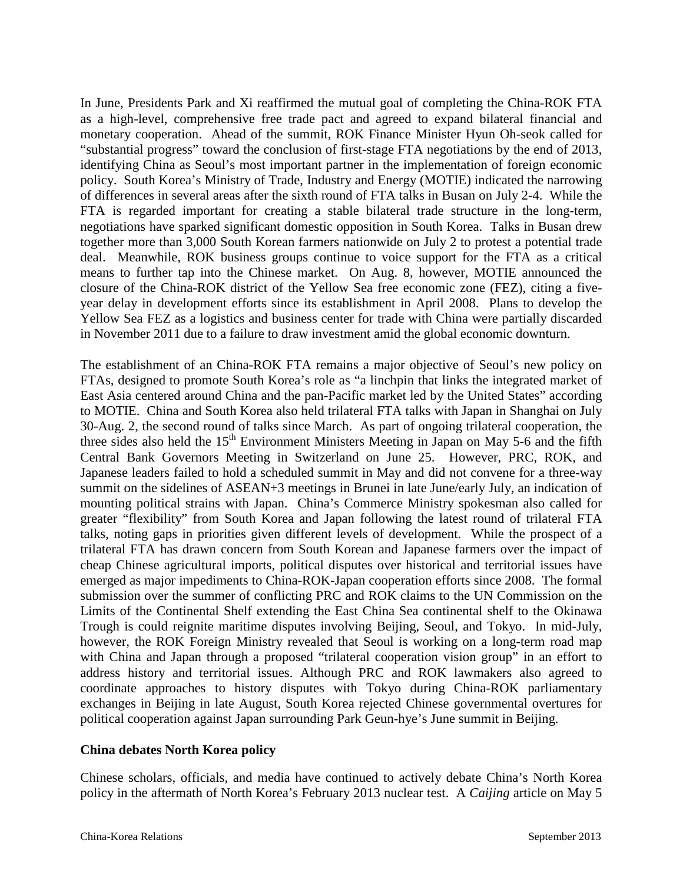In June, Presidents Park and Xi reaffirmed the mutual goal of completing the China-ROK FTA as a high-level, comprehensive free trade pact and agreed to expand bilateral financial and monetary cooperation. Ahead of the summit, ROK Finance Minister Hyun Oh-seok called for "substantial progress" toward the conclusion of first-stage FTA negotiations by the end of 2013, identifying China as Seoul's most important partner in the implementation of foreign economic policy. South Korea's Ministry of Trade, Industry and Energy (MOTIE) indicated the narrowing of differences in several areas after the sixth round of FTA talks in Busan on July 2-4. While the FTA is regarded important for creating a stable bilateral trade structure in the long-term, negotiations have sparked significant domestic opposition in South Korea. Talks in Busan drew together more than 3,000 South Korean farmers nationwide on July 2 to protest a potential trade deal. Meanwhile, ROK business groups continue to voice support for the FTA as a critical means to further tap into the Chinese market. On Aug. 8, however, MOTIE announced the closure of the China-ROK district of the Yellow Sea free economic zone (FEZ), citing a five-year delay in development efforts since its establishment in April 2008. Plans to develop the Yellow Sea FEZ as a logistics and business center for trade with China were partially discarded in November 2011 due to a failure to draw investment amid the global economic downturn.

The establishment of an China-ROK FTA remains a major objective of Seoul's new policy on FTAs, designed to promote South Korea's role as "a linchpin that links the integrated market of East Asia centered around China and the pan-Pacific market led by the United States" according to MOTIE. China and South Korea also held trilateral FTA talks with Japan in Shanghai on July 30-Aug. 2, the second round of talks since March. As part of ongoing trilateral cooperation, the three sides also held the 15th Environment Ministers Meeting in Japan on May 5-6 and the fifth Central Bank Governors Meeting in Switzerland on June 25. However, PRC, ROK, and Japanese leaders failed to hold a scheduled summit in May and did not convene for a three-way summit on the sidelines of ASEAN+3 meetings in Brunei in late June/early July, an indication of mounting political strains with Japan. China's Commerce Ministry spokesman also called for greater "flexibility" from South Korea and Japan following the latest round of trilateral FTA talks, noting gaps in priorities given different levels of development. While the prospect of a trilateral FTA has drawn concern from South Korean and Japanese farmers over the impact of cheap Chinese agricultural imports, political disputes over historical and territorial issues have emerged as major impediments to China-ROK-Japan cooperation efforts since 2008. The formal submission over the summer of conflicting PRC and ROK claims to the UN Commission on the Limits of the Continental Shelf extending the East China Sea continental shelf to the Okinawa Trough is could reignite maritime disputes involving Beijing, Seoul, and Tokyo. In mid-July, however, the ROK Foreign Ministry revealed that Seoul is working on a long-term road map with China and Japan through a proposed "trilateral cooperation vision group" in an effort to address history and territorial issues. Although PRC and ROK lawmakers also agreed to coordinate approaches to history disputes with Tokyo during China-ROK parliamentary exchanges in Beijing in late August, South Korea rejected Chinese governmental overtures for political cooperation against Japan surrounding Park Geun-hye's June summit in Beijing.

## China debates North Korea policy

Chinese scholars, officials, and media have continued to actively debate China's North Korea policy in the aftermath of North Korea's February 2013 nuclear test. A *Caijing* article on May 5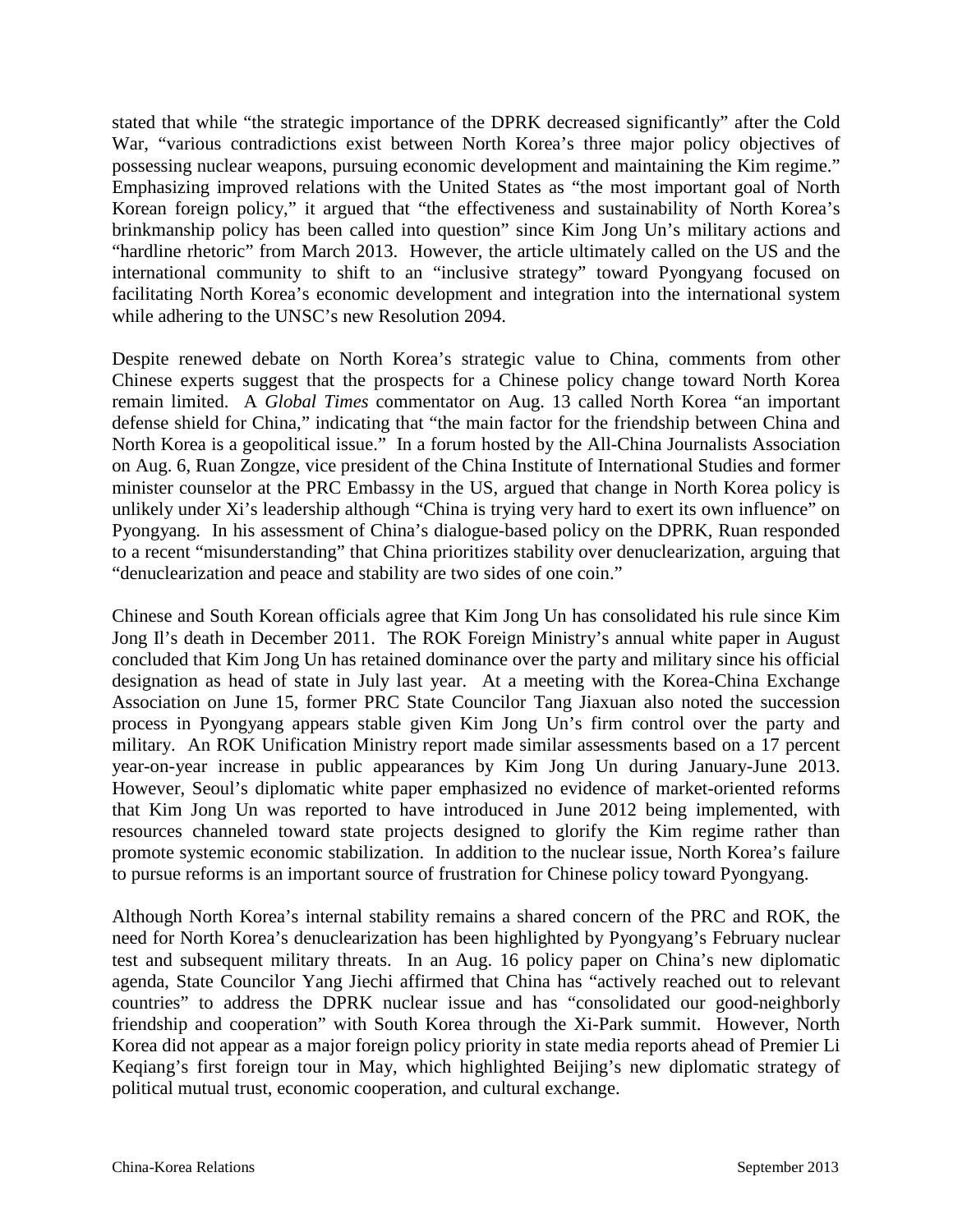stated that while "the strategic importance of the DPRK decreased significantly" after the Cold War, "various contradictions exist between North Korea's three major policy objectives of possessing nuclear weapons, pursuing economic development and maintaining the Kim regime." Emphasizing improved relations with the United States as "the most important goal of North Korean foreign policy," it argued that "the effectiveness and sustainability of North Korea's brinkmanship policy has been called into question" since Kim Jong Un's military actions and "hardline rhetoric" from March 2013. However, the article ultimately called on the US and the international community to shift to an "inclusive strategy" toward Pyongyang focused on facilitating North Korea's economic development and integration into the international system while adhering to the UNSC's new Resolution 2094.

Despite renewed debate on North Korea's strategic value to China, comments from other Chinese experts suggest that the prospects for a Chinese policy change toward North Korea remain limited. A *Global Times* commentator on Aug. 13 called North Korea "an important defense shield for China," indicating that "the main factor for the friendship between China and North Korea is a geopolitical issue." In a forum hosted by the All-China Journalists Association on Aug. 6, Ruan Zongze, vice president of the China Institute of International Studies and former minister counselor at the PRC Embassy in the US, argued that change in North Korea policy is unlikely under Xi's leadership although "China is trying very hard to exert its own influence" on Pyongyang. In his assessment of China's dialogue-based policy on the DPRK, Ruan responded to a recent "misunderstanding" that China prioritizes stability over denuclearization, arguing that "denuclearization and peace and stability are two sides of one coin."

Chinese and South Korean officials agree that Kim Jong Un has consolidated his rule since Kim Jong Il's death in December 2011. The ROK Foreign Ministry's annual white paper in August concluded that Kim Jong Un has retained dominance over the party and military since his official designation as head of state in July last year. At a meeting with the Korea-China Exchange Association on June 15, former PRC State Councilor Tang Jiaxuan also noted the succession process in Pyongyang appears stable given Kim Jong Un's firm control over the party and military. An ROK Unification Ministry report made similar assessments based on a 17 percent year-on-year increase in public appearances by Kim Jong Un during January-June 2013. However, Seoul's diplomatic white paper emphasized no evidence of market-oriented reforms that Kim Jong Un was reported to have introduced in June 2012 being implemented, with resources channeled toward state projects designed to glorify the Kim regime rather than promote systemic economic stabilization. In addition to the nuclear issue, North Korea's failure to pursue reforms is an important source of frustration for Chinese policy toward Pyongyang.

Although North Korea's internal stability remains a shared concern of the PRC and ROK, the need for North Korea's denuclearization has been highlighted by Pyongyang's February nuclear test and subsequent military threats. In an Aug. 16 policy paper on China's new diplomatic agenda, State Councilor Yang Jiechi affirmed that China has "actively reached out to relevant countries" to address the DPRK nuclear issue and has "consolidated our good-neighborly friendship and cooperation" with South Korea through the Xi-Park summit. However, North Korea did not appear as a major foreign policy priority in state media reports ahead of Premier Li Keqiang's first foreign tour in May, which highlighted Beijing's new diplomatic strategy of political mutual trust, economic cooperation, and cultural exchange.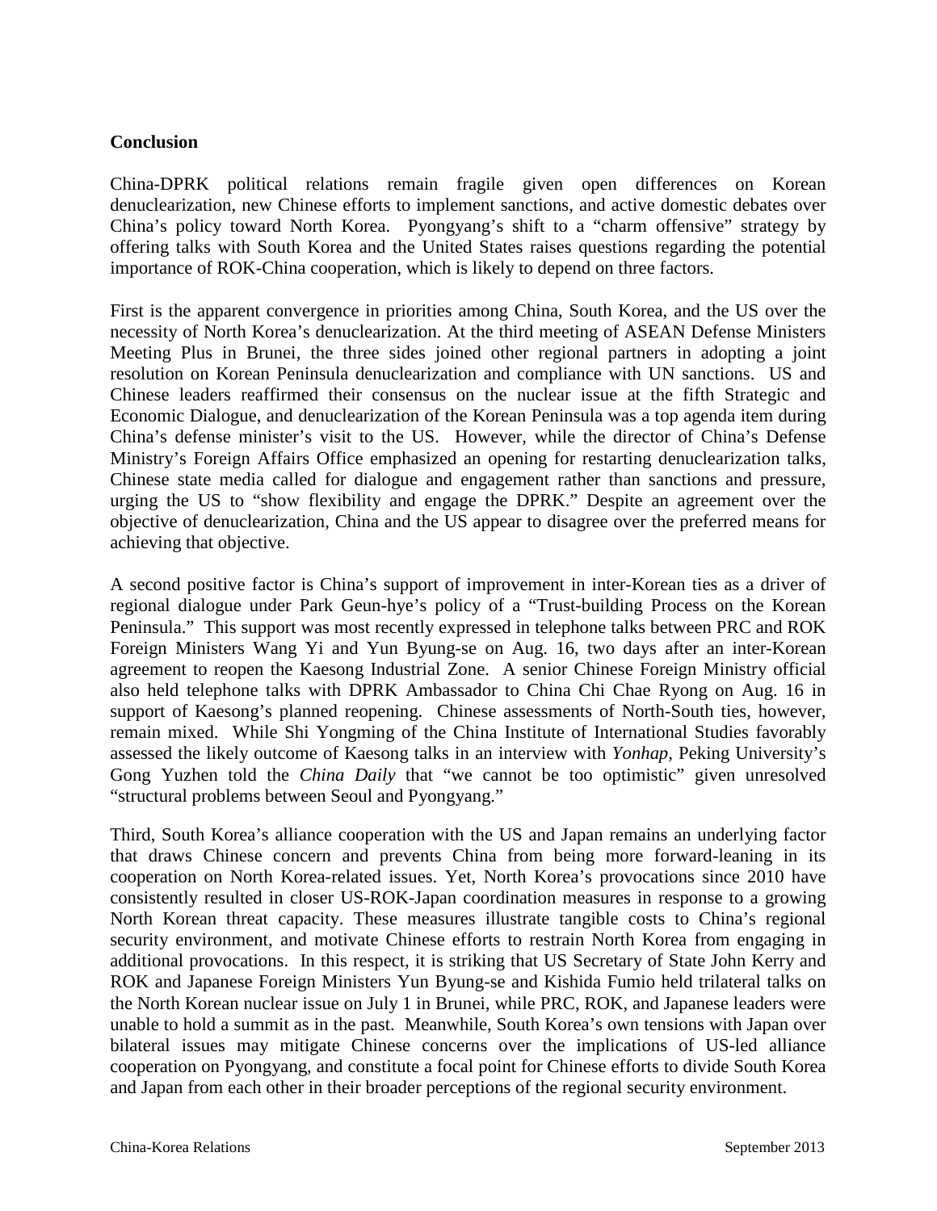**Conclusion**

China-DPRK political relations remain fragile given open differences on Korean denuclearization, new Chinese efforts to implement sanctions, and active domestic debates over China's policy toward North Korea. Pyongyang's shift to a "charm offensive" strategy by offering talks with South Korea and the United States raises questions regarding the potential importance of ROK-China cooperation, which is likely to depend on three factors.

First is the apparent convergence in priorities among China, South Korea, and the US over the necessity of North Korea's denuclearization. At the third meeting of ASEAN Defense Ministers Meeting Plus in Brunei, the three sides joined other regional partners in adopting a joint resolution on Korean Peninsula denuclearization and compliance with UN sanctions. US and Chinese leaders reaffirmed their consensus on the nuclear issue at the fifth Strategic and Economic Dialogue, and denuclearization of the Korean Peninsula was a top agenda item during China's defense minister's visit to the US. However, while the director of China's Defense Ministry's Foreign Affairs Office emphasized an opening for restarting denuclearization talks, Chinese state media called for dialogue and engagement rather than sanctions and pressure, urging the US to "show flexibility and engage the DPRK." Despite an agreement over the objective of denuclearization, China and the US appear to disagree over the preferred means for achieving that objective.

A second positive factor is China's support of improvement in inter-Korean ties as a driver of regional dialogue under Park Geun-hye's policy of a "Trust-building Process on the Korean Peninsula." This support was most recently expressed in telephone talks between PRC and ROK Foreign Ministers Wang Yi and Yun Byung-se on Aug. 16, two days after an inter-Korean agreement to reopen the Kaesong Industrial Zone. A senior Chinese Foreign Ministry official also held telephone talks with DPRK Ambassador to China Chi Chae Ryong on Aug. 16 in support of Kaesong's planned reopening. Chinese assessments of North-South ties, however, remain mixed. While Shi Yongming of the China Institute of International Studies favorably assessed the likely outcome of Kaesong talks in an interview with *Yonhap*, Peking University's Gong Yuzhen told the *China Daily* that "we cannot be too optimistic" given unresolved "structural problems between Seoul and Pyongyang."

Third, South Korea's alliance cooperation with the US and Japan remains an underlying factor that draws Chinese concern and prevents China from being more forward-leaning in its cooperation on North Korea-related issues. Yet, North Korea's provocations since 2010 have consistently resulted in closer US-ROK-Japan coordination measures in response to a growing North Korean threat capacity. These measures illustrate tangible costs to China's regional security environment, and motivate Chinese efforts to restrain North Korea from engaging in additional provocations. In this respect, it is striking that US Secretary of State John Kerry and ROK and Japanese Foreign Ministers Yun Byung-se and Kishida Fumio held trilateral talks on the North Korean nuclear issue on July 1 in Brunei, while PRC, ROK, and Japanese leaders were unable to hold a summit as in the past. Meanwhile, South Korea's own tensions with Japan over bilateral issues may mitigate Chinese concerns over the implications of US-led alliance cooperation on Pyongyang, and constitute a focal point for Chinese efforts to divide South Korea and Japan from each other in their broader perceptions of the regional security environment.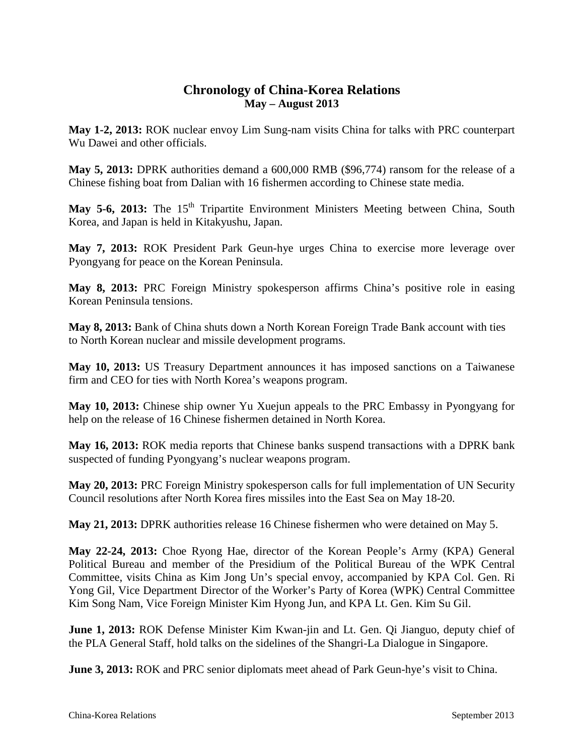## Chronology of China-Korea Relations
### May – August 2013

**May 1-2, 2013:** ROK nuclear envoy Lim Sung-nam visits China for talks with PRC counterpart Wu Dawei and other officials.

**May 5, 2013:** DPRK authorities demand a 600,000 RMB ($96,774) ransom for the release of a Chinese fishing boat from Dalian with 16 fishermen according to Chinese state media.

**May 5-6, 2013:** The 15th Tripartite Environment Ministers Meeting between China, South Korea, and Japan is held in Kitakyushu, Japan.

**May 7, 2013:** ROK President Park Geun-hye urges China to exercise more leverage over Pyongyang for peace on the Korean Peninsula.

**May 8, 2013:** PRC Foreign Ministry spokesperson affirms China's positive role in easing Korean Peninsula tensions.

**May 8, 2013:** Bank of China shuts down a North Korean Foreign Trade Bank account with ties to North Korean nuclear and missile development programs.

**May 10, 2013:** US Treasury Department announces it has imposed sanctions on a Taiwanese firm and CEO for ties with North Korea's weapons program.

**May 10, 2013:** Chinese ship owner Yu Xuejun appeals to the PRC Embassy in Pyongyang for help on the release of 16 Chinese fishermen detained in North Korea.

**May 16, 2013:** ROK media reports that Chinese banks suspend transactions with a DPRK bank suspected of funding Pyongyang's nuclear weapons program.

**May 20, 2013:** PRC Foreign Ministry spokesperson calls for full implementation of UN Security Council resolutions after North Korea fires missiles into the East Sea on May 18-20.

**May 21, 2013:** DPRK authorities release 16 Chinese fishermen who were detained on May 5.

**May 22-24, 2013:** Choe Ryong Hae, director of the Korean People's Army (KPA) General Political Bureau and member of the Presidium of the Political Bureau of the WPK Central Committee, visits China as Kim Jong Un's special envoy, accompanied by KPA Col. Gen. Ri Yong Gil, Vice Department Director of the Worker's Party of Korea (WPK) Central Committee Kim Song Nam, Vice Foreign Minister Kim Hyong Jun, and KPA Lt. Gen. Kim Su Gil.

**June 1, 2013:** ROK Defense Minister Kim Kwan-jin and Lt. Gen. Qi Jianguo, deputy chief of the PLA General Staff, hold talks on the sidelines of the Shangri-La Dialogue in Singapore.

**June 3, 2013:** ROK and PRC senior diplomats meet ahead of Park Geun-hye's visit to China.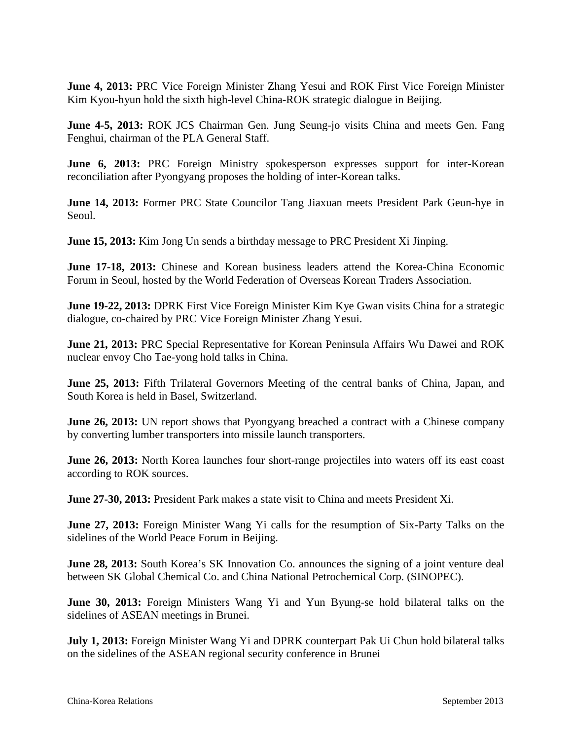**June 4, 2013:** PRC Vice Foreign Minister Zhang Yesui and ROK First Vice Foreign Minister Kim Kyou-hyun hold the sixth high-level China-ROK strategic dialogue in Beijing.

**June 4-5, 2013:** ROK JCS Chairman Gen. Jung Seung-jo visits China and meets Gen. Fang Fenghui, chairman of the PLA General Staff.

**June 6, 2013:** PRC Foreign Ministry spokesperson expresses support for inter-Korean reconciliation after Pyongyang proposes the holding of inter-Korean talks.

**June 14, 2013:** Former PRC State Councilor Tang Jiaxuan meets President Park Geun-hye in Seoul.

**June 15, 2013:** Kim Jong Un sends a birthday message to PRC President Xi Jinping.

**June 17-18, 2013:** Chinese and Korean business leaders attend the Korea-China Economic Forum in Seoul, hosted by the World Federation of Overseas Korean Traders Association.

**June 19-22, 2013:** DPRK First Vice Foreign Minister Kim Kye Gwan visits China for a strategic dialogue, co-chaired by PRC Vice Foreign Minister Zhang Yesui.

**June 21, 2013:** PRC Special Representative for Korean Peninsula Affairs Wu Dawei and ROK nuclear envoy Cho Tae-yong hold talks in China.

**June 25, 2013:** Fifth Trilateral Governors Meeting of the central banks of China, Japan, and South Korea is held in Basel, Switzerland.

**June 26, 2013:** UN report shows that Pyongyang breached a contract with a Chinese company by converting lumber transporters into missile launch transporters.

**June 26, 2013:** North Korea launches four short-range projectiles into waters off its east coast according to ROK sources.

**June 27-30, 2013:** President Park makes a state visit to China and meets President Xi.

**June 27, 2013:** Foreign Minister Wang Yi calls for the resumption of Six-Party Talks on the sidelines of the World Peace Forum in Beijing.

**June 28, 2013:** South Korea's SK Innovation Co. announces the signing of a joint venture deal between SK Global Chemical Co. and China National Petrochemical Corp. (SINOPEC).

**June 30, 2013:** Foreign Ministers Wang Yi and Yun Byung-se hold bilateral talks on the sidelines of ASEAN meetings in Brunei.

**July 1, 2013:** Foreign Minister Wang Yi and DPRK counterpart Pak Ui Chun hold bilateral talks on the sidelines of the ASEAN regional security conference in Brunei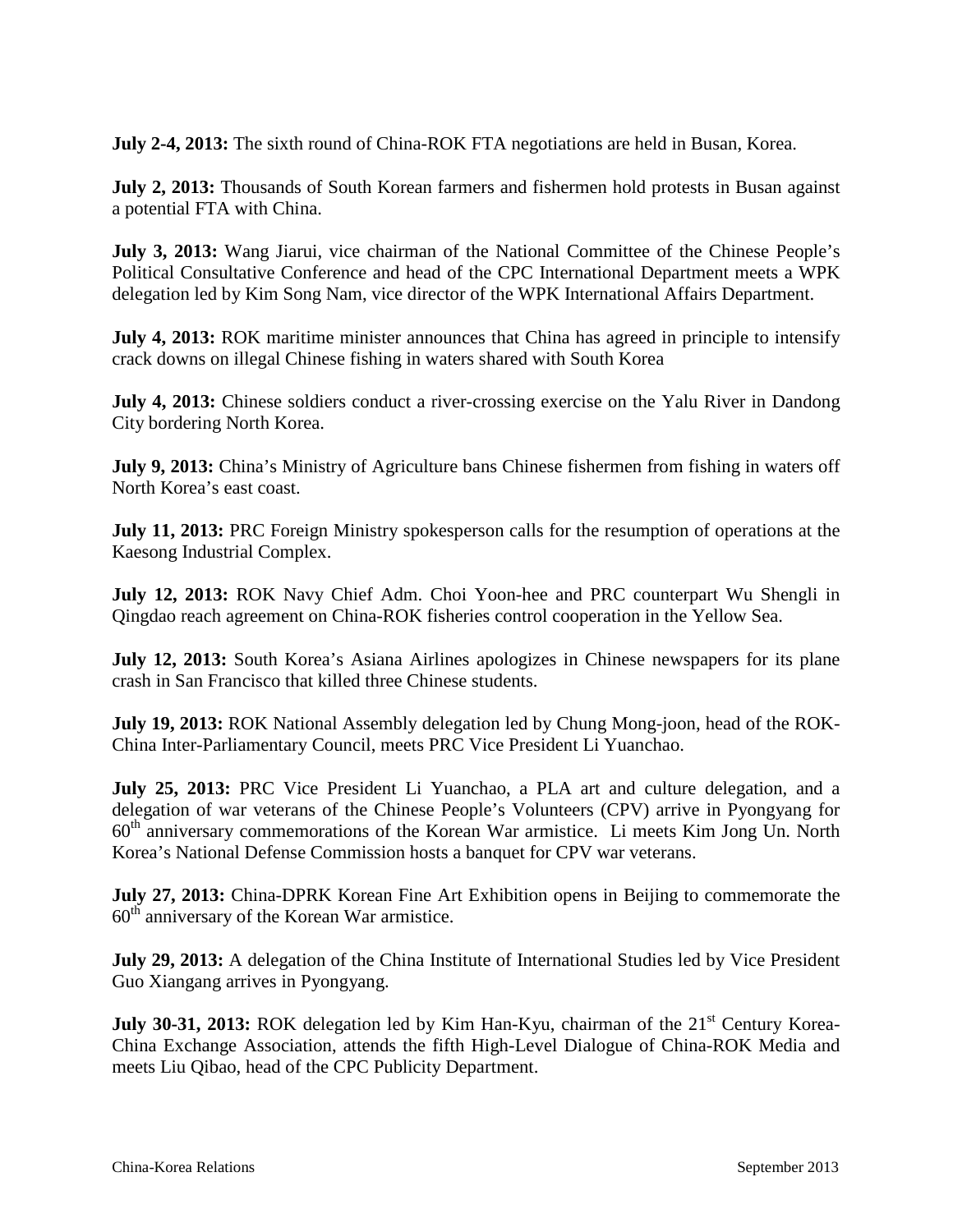**July 2-4, 2013:** The sixth round of China-ROK FTA negotiations are held in Busan, Korea.

**July 2, 2013:** Thousands of South Korean farmers and fishermen hold protests in Busan against a potential FTA with China.

**July 3, 2013:** Wang Jiarui, vice chairman of the National Committee of the Chinese People's Political Consultative Conference and head of the CPC International Department meets a WPK delegation led by Kim Song Nam, vice director of the WPK International Affairs Department.

**July 4, 2013:** ROK maritime minister announces that China has agreed in principle to intensify crack downs on illegal Chinese fishing in waters shared with South Korea

**July 4, 2013:** Chinese soldiers conduct a river-crossing exercise on the Yalu River in Dandong City bordering North Korea.

**July 9, 2013:** China's Ministry of Agriculture bans Chinese fishermen from fishing in waters off North Korea's east coast.

**July 11, 2013:** PRC Foreign Ministry spokesperson calls for the resumption of operations at the Kaesong Industrial Complex.

**July 12, 2013:** ROK Navy Chief Adm. Choi Yoon-hee and PRC counterpart Wu Shengli in Qingdao reach agreement on China-ROK fisheries control cooperation in the Yellow Sea.

**July 12, 2013:** South Korea's Asiana Airlines apologizes in Chinese newspapers for its plane crash in San Francisco that killed three Chinese students.

**July 19, 2013:** ROK National Assembly delegation led by Chung Mong-joon, head of the ROK-China Inter-Parliamentary Council, meets PRC Vice President Li Yuanchao.

**July 25, 2013:** PRC Vice President Li Yuanchao, a PLA art and culture delegation, and a delegation of war veterans of the Chinese People's Volunteers (CPV) arrive in Pyongyang for 60th anniversary commemorations of the Korean War armistice. Li meets Kim Jong Un. North Korea's National Defense Commission hosts a banquet for CPV war veterans.

**July 27, 2013:** China-DPRK Korean Fine Art Exhibition opens in Beijing to commemorate the 60th anniversary of the Korean War armistice.

**July 29, 2013:** A delegation of the China Institute of International Studies led by Vice President Guo Xiangang arrives in Pyongyang.

**July 30-31, 2013:** ROK delegation led by Kim Han-Kyu, chairman of the 21st Century Korea-China Exchange Association, attends the fifth High-Level Dialogue of China-ROK Media and meets Liu Qibao, head of the CPC Publicity Department.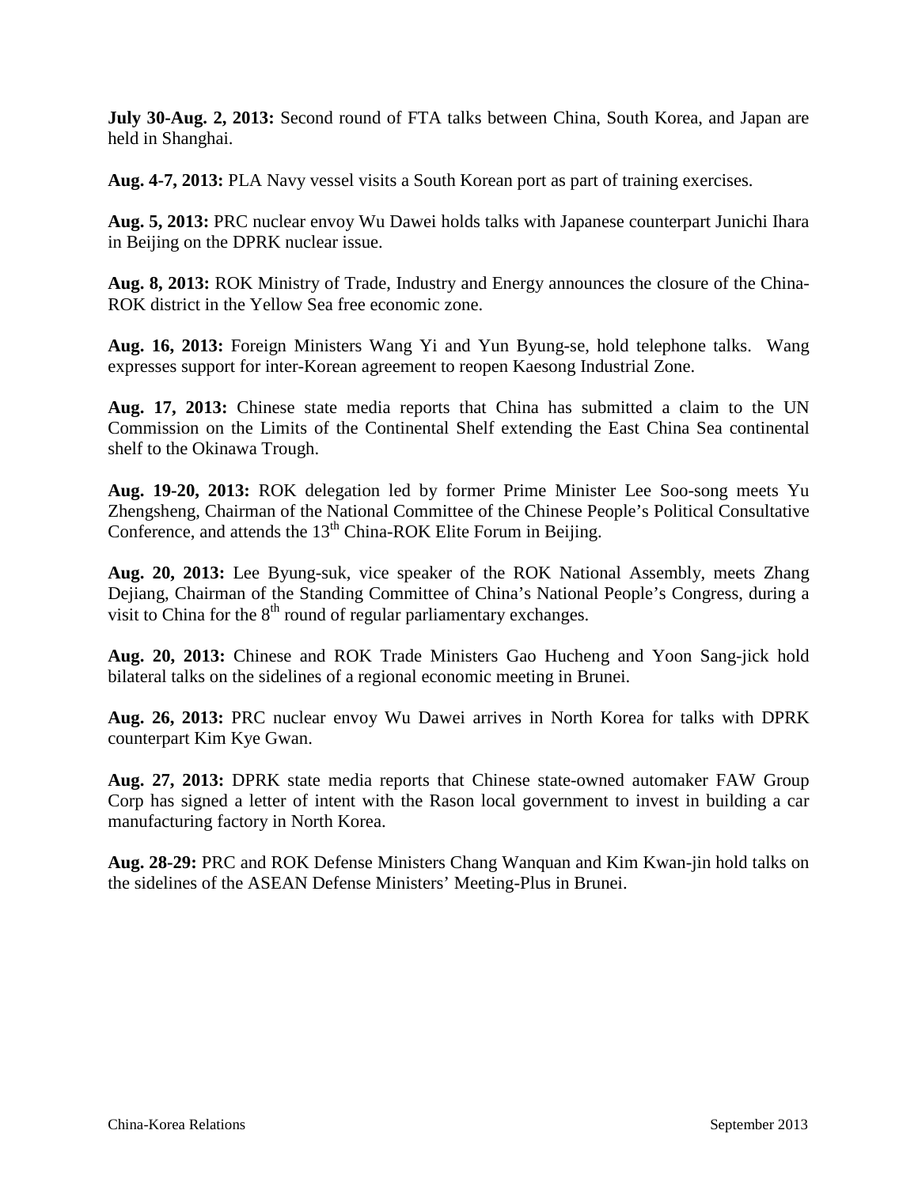**July 30-Aug. 2, 2013:** Second round of FTA talks between China, South Korea, and Japan are held in Shanghai.

**Aug. 4-7, 2013:** PLA Navy vessel visits a South Korean port as part of training exercises.

**Aug. 5, 2013:** PRC nuclear envoy Wu Dawei holds talks with Japanese counterpart Junichi Ihara in Beijing on the DPRK nuclear issue.

**Aug. 8, 2013:** ROK Ministry of Trade, Industry and Energy announces the closure of the China-ROK district in the Yellow Sea free economic zone.

**Aug. 16, 2013:** Foreign Ministers Wang Yi and Yun Byung-se, hold telephone talks. Wang expresses support for inter-Korean agreement to reopen Kaesong Industrial Zone.

**Aug. 17, 2013:** Chinese state media reports that China has submitted a claim to the UN Commission on the Limits of the Continental Shelf extending the East China Sea continental shelf to the Okinawa Trough.

**Aug. 19-20, 2013:** ROK delegation led by former Prime Minister Lee Soo-song meets Yu Zhengsheng, Chairman of the National Committee of the Chinese People's Political Consultative Conference, and attends the 13th China-ROK Elite Forum in Beijing.

**Aug. 20, 2013:** Lee Byung-suk, vice speaker of the ROK National Assembly, meets Zhang Dejiang, Chairman of the Standing Committee of China's National People's Congress, during a visit to China for the 8th round of regular parliamentary exchanges.

**Aug. 20, 2013:** Chinese and ROK Trade Ministers Gao Hucheng and Yoon Sang-jick hold bilateral talks on the sidelines of a regional economic meeting in Brunei.

**Aug. 26, 2013:** PRC nuclear envoy Wu Dawei arrives in North Korea for talks with DPRK counterpart Kim Kye Gwan.

**Aug. 27, 2013:** DPRK state media reports that Chinese state-owned automaker FAW Group Corp has signed a letter of intent with the Rason local government to invest in building a car manufacturing factory in North Korea.

**Aug. 28-29:** PRC and ROK Defense Ministers Chang Wanquan and Kim Kwan-jin hold talks on the sidelines of the ASEAN Defense Ministers' Meeting-Plus in Brunei.